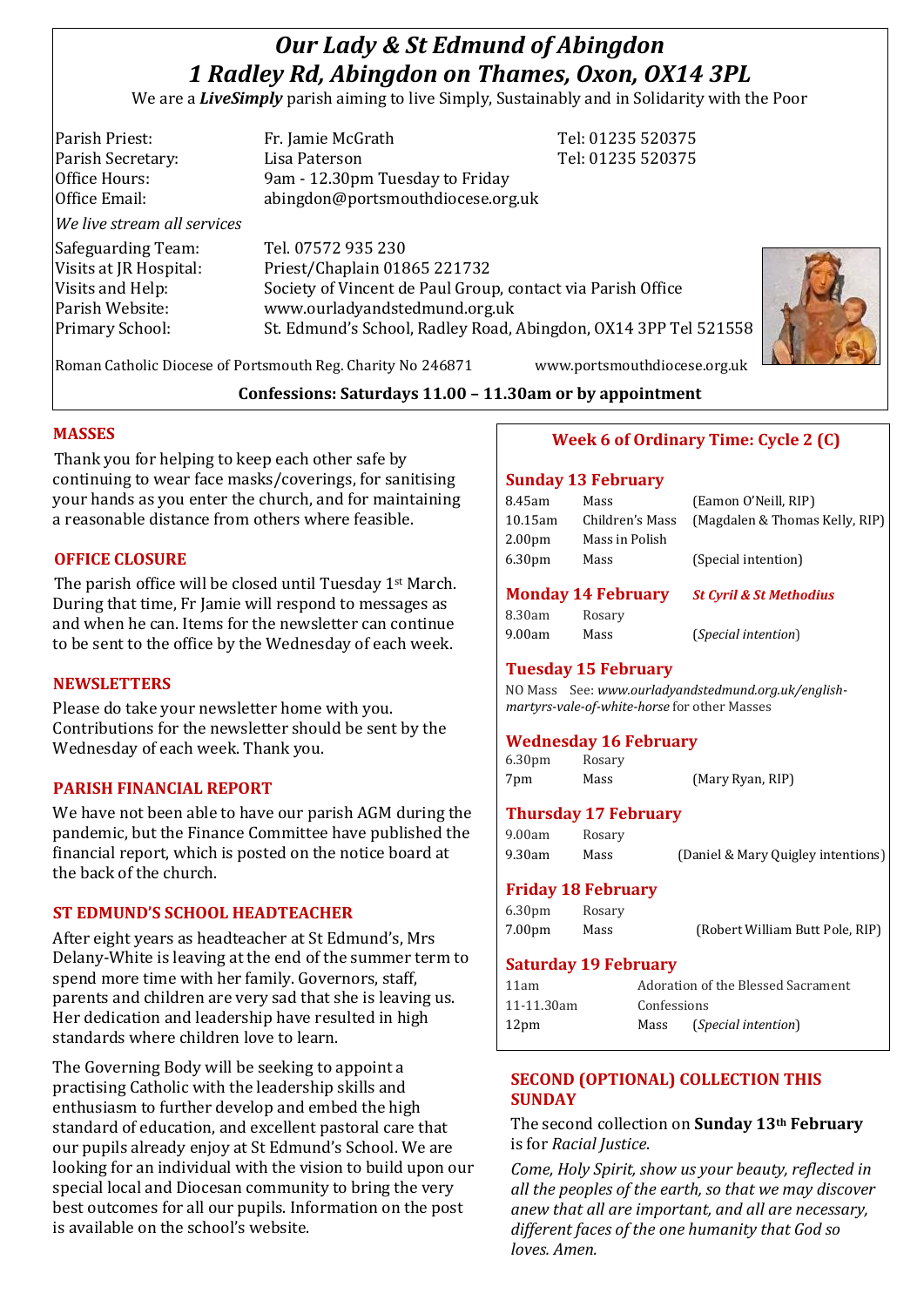# *Our Lady & St Edmund of Abingdon*
# *1 Radley Rd, Abingdon on Thames, Oxon, OX14 3PL*

We are a ***LiveSimply*** parish aiming to live Simply, Sustainably and in Solidarity with the Poor

| | | |
|---|---|---|
| Parish Priest: | Fr. Jamie McGrath | Tel: 01235 520375 |
| Parish Secretary: | Lisa Paterson | Tel: 01235 520375 |
| Office Hours: | 9am - 12.30pm Tuesday to Friday | |
| Office Email: | abingdon@portsmouthdiocese.org.uk | |

*We live stream all services*

| | |
|---|---|
| Safeguarding Team: | Tel. 07572 935 230 |
| Visits at JR Hospital: | Priest/Chaplain 01865 221732 |
| Visits and Help: | Society of Vincent de Paul Group, contact via Parish Office |
| Parish Website: | www.ourladyandstedmund.org.uk |
| Primary School: | St. Edmund's School, Radley Road, Abingdon, OX14 3PP Tel 521558 |

Roman Catholic Diocese of Portsmouth Reg. Charity No 246871 www.portsmouthdiocese.org.uk

**Confessions: Saturdays 11.00 – 11.30am or by appointment**

## MASSES

Thank you for helping to keep each other safe by continuing to wear face masks/coverings, for sanitising your hands as you enter the church, and for maintaining a reasonable distance from others where feasible.

## OFFICE CLOSURE

The parish office will be closed until Tuesday 1st March. During that time, Fr Jamie will respond to messages as and when he can. Items for the newsletter can continue to be sent to the office by the Wednesday of each week.

## NEWSLETTERS

Please do take your newsletter home with you. Contributions for the newsletter should be sent by the Wednesday of each week. Thank you.

## PARISH FINANCIAL REPORT

We have not been able to have our parish AGM during the pandemic, but the Finance Committee have published the financial report, which is posted on the notice board at the back of the church.

## ST EDMUND'S SCHOOL HEADTEACHER

After eight years as headteacher at St Edmund's, Mrs Delany-White is leaving at the end of the summer term to spend more time with her family. Governors, staff, parents and children are very sad that she is leaving us. Her dedication and leadership have resulted in high standards where children love to learn.

The Governing Body will be seeking to appoint a practising Catholic with the leadership skills and enthusiasm to further develop and embed the high standard of education, and excellent pastoral care that our pupils already enjoy at St Edmund's School. We are looking for an individual with the vision to build upon our special local and Diocesan community to bring the very best outcomes for all our pupils. Information on the post is available on the school's website.

## Week 6 of Ordinary Time: Cycle 2 (C)

### Sunday 13 February

| | | |
|---|---|---|
| 8.45am | Mass | (Eamon O'Neill, RIP) |
| 10.15am | Children's Mass | (Magdalen & Thomas Kelly, RIP) |
| 2.00pm | Mass in Polish | |
| 6.30pm | Mass | (Special intention) |

### Monday 14 February — *St Cyril & St Methodius*

| | | |
|---|---|---|
| 8.30am | Rosary | |
| 9.00am | Mass | (*Special intention*) |

### Tuesday 15 February

NO Mass See: *www.ourladyandstedmund.org.uk/english-martyrs-vale-of-white-horse* for other Masses

### Wednesday 16 February

| | | |
|---|---|---|
| 6.30pm | Rosary | |
| 7pm | Mass | (Mary Ryan, RIP) |

### Thursday 17 February

| | | |
|---|---|---|
| 9.00am | Rosary | |
| 9.30am | Mass | (Daniel & Mary Quigley intentions) |

### Friday 18 February

| | | |
|---|---|---|
| 6.30pm | Rosary | |
| 7.00pm | Mass | (Robert William Butt Pole, RIP) |

### Saturday 19 February

| | | |
|---|---|---|
| 11am | Adoration of the Blessed Sacrament | |
| 11-11.30am | Confessions | |
| 12pm | Mass | (*Special intention*) |

## SECOND (OPTIONAL) COLLECTION THIS SUNDAY

The second collection on **Sunday 13th February** is for *Racial Justice*.

*Come, Holy Spirit, show us your beauty, reflected in all the peoples of the earth, so that we may discover anew that all are important, and all are necessary, different faces of the one humanity that God so loves. Amen.*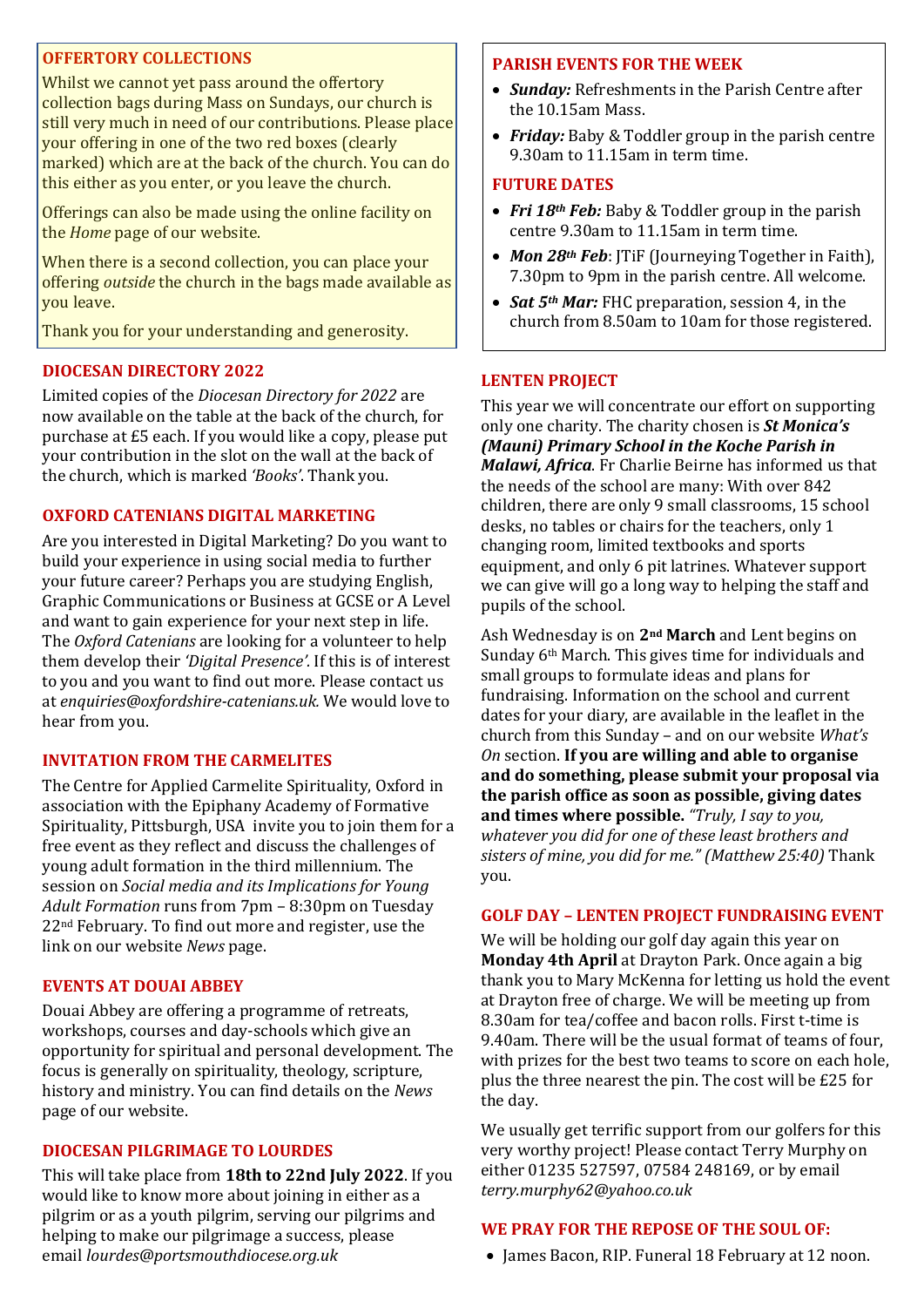## OFFERTORY COLLECTIONS

Whilst we cannot yet pass around the offertory collection bags during Mass on Sundays, our church is still very much in need of our contributions. Please place your offering in one of the two red boxes (clearly marked) which are at the back of the church. You can do this either as you enter, or you leave the church.

Offerings can also be made using the online facility on the *Home* page of our website.

When there is a second collection, you can place your offering *outside* the church in the bags made available as you leave.

Thank you for your understanding and generosity.

## DIOCESAN DIRECTORY 2022

Limited copies of the *Diocesan Directory for 2022* are now available on the table at the back of the church, for purchase at £5 each. If you would like a copy, please put your contribution in the slot on the wall at the back of the church, which is marked *'Books'*. Thank you.

## OXFORD CATENIANS DIGITAL MARKETING

Are you interested in Digital Marketing? Do you want to build your experience in using social media to further your future career? Perhaps you are studying English, Graphic Communications or Business at GCSE or A Level and want to gain experience for your next step in life. The *Oxford Catenians* are looking for a volunteer to help them develop their *'Digital Presence'*. If this is of interest to you and you want to find out more. Please contact us at *enquiries@oxfordshire-catenians.uk.* We would love to hear from you.

## INVITATION FROM THE CARMELITES

The Centre for Applied Carmelite Spirituality, Oxford in association with the Epiphany Academy of Formative Spirituality, Pittsburgh, USA invite you to join them for a free event as they reflect and discuss the challenges of young adult formation in the third millennium. The session on *Social media and its Implications for Young Adult Formation* runs from 7pm – 8:30pm on Tuesday 22nd February. To find out more and register, use the link on our website *News* page.

## EVENTS AT DOUAI ABBEY

Douai Abbey are offering a programme of retreats, workshops, courses and day-schools which give an opportunity for spiritual and personal development. The focus is generally on spirituality, theology, scripture, history and ministry. You can find details on the *News* page of our website.

## DIOCESAN PILGRIMAGE TO LOURDES

This will take place from **18th to 22nd July 2022**. If you would like to know more about joining in either as a pilgrim or as a youth pilgrim, serving our pilgrims and helping to make our pilgrimage a success, please email *lourdes@portsmouthdiocese.org.uk*

## PARISH EVENTS FOR THE WEEK

- ***Sunday:*** Refreshments in the Parish Centre after the 10.15am Mass.
- ***Friday:*** Baby & Toddler group in the parish centre 9.30am to 11.15am in term time.

## FUTURE DATES

- ***Fri 18th Feb:*** Baby & Toddler group in the parish centre 9.30am to 11.15am in term time.
- ***Mon 28th Feb***: JTiF (Journeying Together in Faith), 7.30pm to 9pm in the parish centre. All welcome.
- ***Sat 5th Mar:*** FHC preparation, session 4, in the church from 8.50am to 10am for those registered.

## LENTEN PROJECT

This year we will concentrate our effort on supporting only one charity. The charity chosen is ***St Monica's (Mauni) Primary School in the Koche Parish in Malawi, Africa***. Fr Charlie Beirne has informed us that the needs of the school are many: With over 842 children, there are only 9 small classrooms, 15 school desks, no tables or chairs for the teachers, only 1 changing room, limited textbooks and sports equipment, and only 6 pit latrines. Whatever support we can give will go a long way to helping the staff and pupils of the school.

Ash Wednesday is on **2nd March** and Lent begins on Sunday 6th March. This gives time for individuals and small groups to formulate ideas and plans for fundraising. Information on the school and current dates for your diary, are available in the leaflet in the church from this Sunday – and on our website *What's On* section. **If you are willing and able to organise and do something, please submit your proposal via the parish office as soon as possible, giving dates and times where possible.** *"Truly, I say to you, whatever you did for one of these least brothers and sisters of mine, you did for me." (Matthew 25:40)* Thank you.

## GOLF DAY – LENTEN PROJECT FUNDRAISING EVENT

We will be holding our golf day again this year on **Monday 4th April** at Drayton Park. Once again a big thank you to Mary McKenna for letting us hold the event at Drayton free of charge. We will be meeting up from 8.30am for tea/coffee and bacon rolls. First t-time is 9.40am. There will be the usual format of teams of four, with prizes for the best two teams to score on each hole, plus the three nearest the pin. The cost will be £25 for the day.

We usually get terrific support from our golfers for this very worthy project! Please contact Terry Murphy on either 01235 527597, 07584 248169, or by email *terry.murphy62@yahoo.co.uk*

## WE PRAY FOR THE REPOSE OF THE SOUL OF:

- James Bacon, RIP. Funeral 18 February at 12 noon.